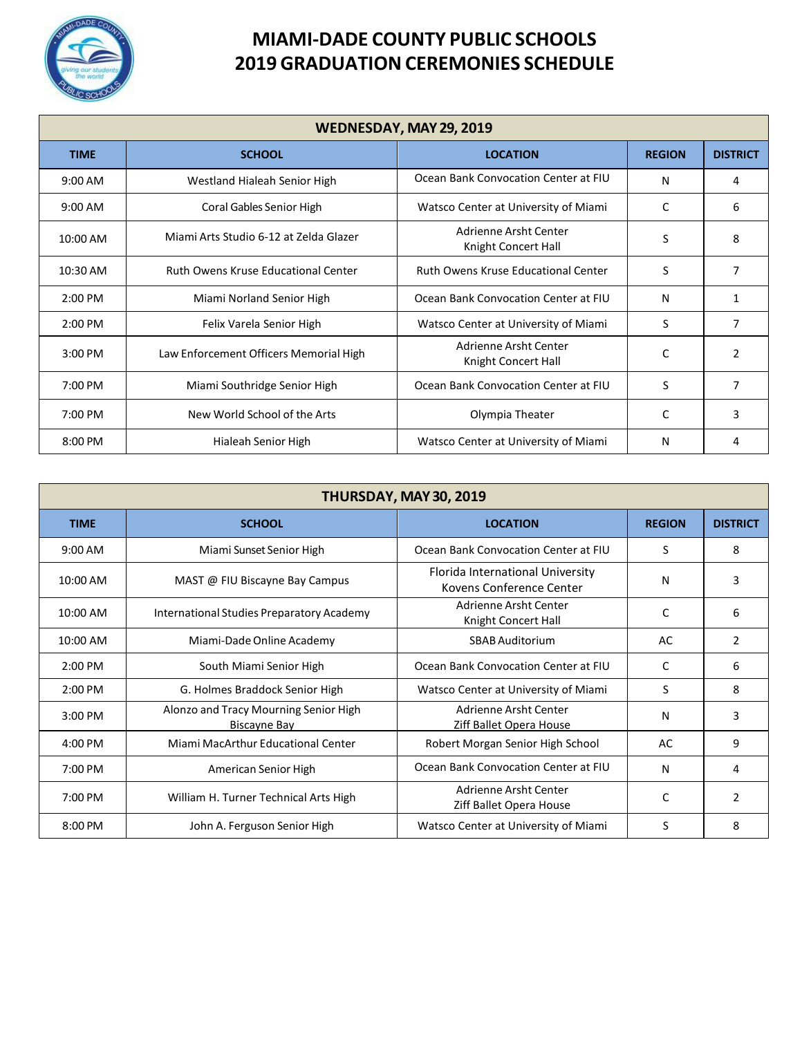# MIAMI-DADE COUNTY PUBLIC SCHOOLS
# 2019 GRADUATION CEREMONIES SCHEDULE

| WEDNESDAY, MAY 29, 2019 | | | | |
|---|---|---|---|---|
| **TIME** | **SCHOOL** | **LOCATION** | **REGION** | **DISTRICT** |
| 9:00 AM | Westland Hialeah Senior High | Ocean Bank Convocation Center at FIU | N | 4 |
| 9:00 AM | Coral Gables Senior High | Watsco Center at University of Miami | C | 6 |
| 10:00 AM | Miami Arts Studio 6-12 at Zelda Glazer | Adrienne Arsht Center Knight Concert Hall | S | 8 |
| 10:30 AM | Ruth Owens Kruse Educational Center | Ruth Owens Kruse Educational Center | S | 7 |
| 2:00 PM | Miami Norland Senior High | Ocean Bank Convocation Center at FIU | N | 1 |
| 2:00 PM | Felix Varela Senior High | Watsco Center at University of Miami | S | 7 |
| 3:00 PM | Law Enforcement Officers Memorial High | Adrienne Arsht Center Knight Concert Hall | C | 2 |
| 7:00 PM | Miami Southridge Senior High | Ocean Bank Convocation Center at FIU | S | 7 |
| 7:00 PM | New World School of the Arts | Olympia Theater | C | 3 |
| 8:00 PM | Hialeah Senior High | Watsco Center at University of Miami | N | 4 |

| THURSDAY, MAY 30, 2019 | | | | |
|---|---|---|---|---|
| **TIME** | **SCHOOL** | **LOCATION** | **REGION** | **DISTRICT** |
| 9:00 AM | Miami Sunset Senior High | Ocean Bank Convocation Center at FIU | S | 8 |
| 10:00 AM | MAST @ FIU Biscayne Bay Campus | Florida International University Kovens Conference Center | N | 3 |
| 10:00 AM | International Studies Preparatory Academy | Adrienne Arsht Center Knight Concert Hall | C | 6 |
| 10:00 AM | Miami-Dade Online Academy | SBAB Auditorium | AC | 2 |
| 2:00 PM | South Miami Senior High | Ocean Bank Convocation Center at FIU | C | 6 |
| 2:00 PM | G. Holmes Braddock Senior High | Watsco Center at University of Miami | S | 8 |
| 3:00 PM | Alonzo and Tracy Mourning Senior High Biscayne Bay | Adrienne Arsht Center Ziff Ballet Opera House | N | 3 |
| 4:00 PM | Miami MacArthur Educational Center | Robert Morgan Senior High School | AC | 9 |
| 7:00 PM | American Senior High | Ocean Bank Convocation Center at FIU | N | 4 |
| 7:00 PM | William H. Turner Technical Arts High | Adrienne Arsht Center Ziff Ballet Opera House | C | 2 |
| 8:00 PM | John A. Ferguson Senior High | Watsco Center at University of Miami | S | 8 |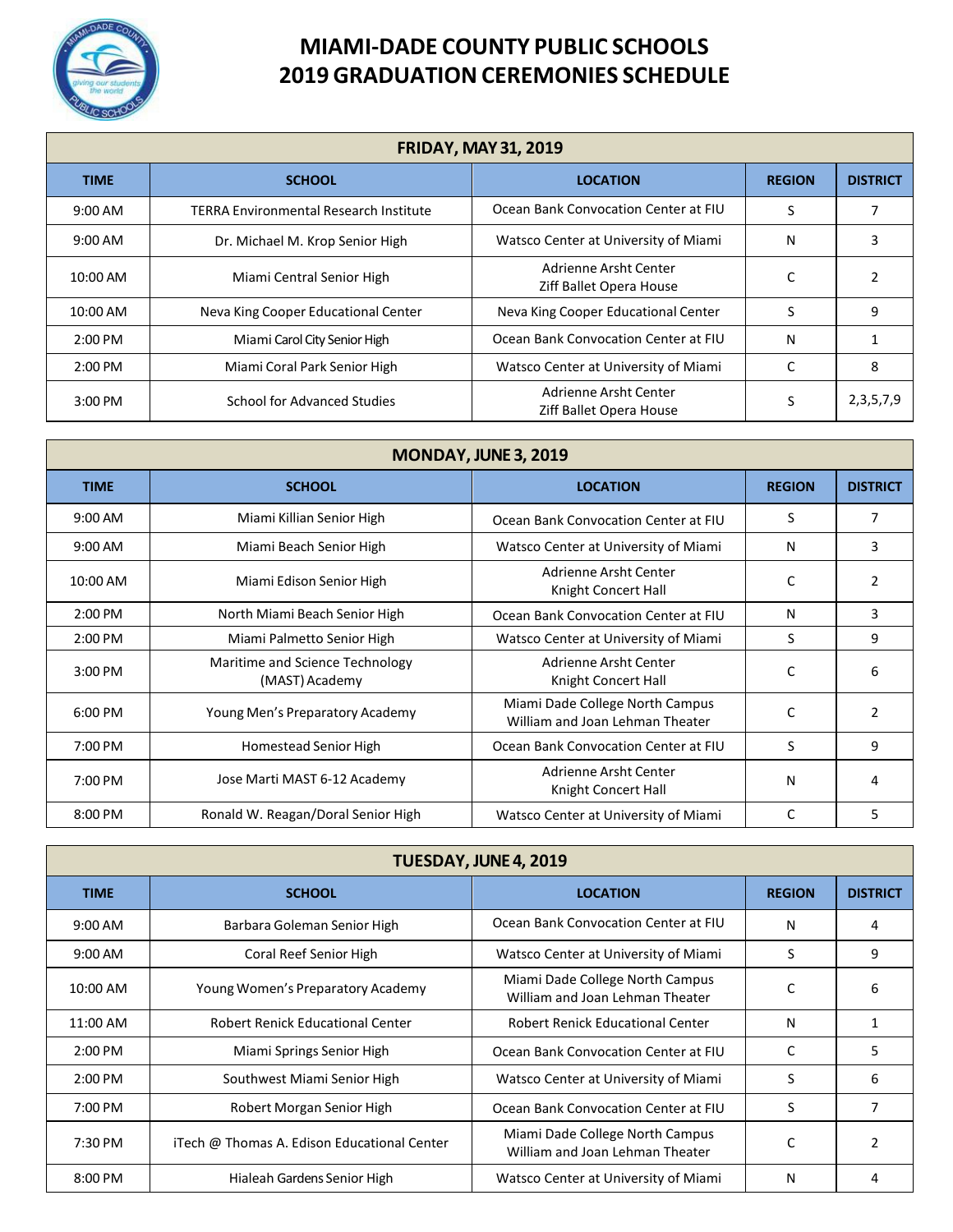# MIAMI-DADE COUNTY PUBLIC SCHOOLS
# 2019 GRADUATION CEREMONIES SCHEDULE

| FRIDAY, MAY 31, 2019 | | | | |
|---|---|---|---|---|
| **TIME** | **SCHOOL** | **LOCATION** | **REGION** | **DISTRICT** |
| 9:00 AM | TERRA Environmental Research Institute | Ocean Bank Convocation Center at FIU | S | 7 |
| 9:00 AM | Dr. Michael M. Krop Senior High | Watsco Center at University of Miami | N | 3 |
| 10:00 AM | Miami Central Senior High | Adrienne Arsht Center Ziff Ballet Opera House | C | 2 |
| 10:00 AM | Neva King Cooper Educational Center | Neva King Cooper Educational Center | S | 9 |
| 2:00 PM | Miami Carol City Senior High | Ocean Bank Convocation Center at FIU | N | 1 |
| 2:00 PM | Miami Coral Park Senior High | Watsco Center at University of Miami | C | 8 |
| 3:00 PM | School for Advanced Studies | Adrienne Arsht Center Ziff Ballet Opera House | S | 2,3,5,7,9 |

| MONDAY, JUNE 3, 2019 | | | | |
|---|---|---|---|---|
| **TIME** | **SCHOOL** | **LOCATION** | **REGION** | **DISTRICT** |
| 9:00 AM | Miami Killian Senior High | Ocean Bank Convocation Center at FIU | S | 7 |
| 9:00 AM | Miami Beach Senior High | Watsco Center at University of Miami | N | 3 |
| 10:00 AM | Miami Edison Senior High | Adrienne Arsht Center Knight Concert Hall | C | 2 |
| 2:00 PM | North Miami Beach Senior High | Ocean Bank Convocation Center at FIU | N | 3 |
| 2:00 PM | Miami Palmetto Senior High | Watsco Center at University of Miami | S | 9 |
| 3:00 PM | Maritime and Science Technology (MAST) Academy | Adrienne Arsht Center Knight Concert Hall | C | 6 |
| 6:00 PM | Young Men's Preparatory Academy | Miami Dade College North Campus William and Joan Lehman Theater | C | 2 |
| 7:00 PM | Homestead Senior High | Ocean Bank Convocation Center at FIU | S | 9 |
| 7:00 PM | Jose Marti MAST 6-12 Academy | Adrienne Arsht Center Knight Concert Hall | N | 4 |
| 8:00 PM | Ronald W. Reagan/Doral Senior High | Watsco Center at University of Miami | C | 5 |

| TUESDAY, JUNE 4, 2019 | | | | |
|---|---|---|---|---|
| **TIME** | **SCHOOL** | **LOCATION** | **REGION** | **DISTRICT** |
| 9:00 AM | Barbara Goleman Senior High | Ocean Bank Convocation Center at FIU | N | 4 |
| 9:00 AM | Coral Reef Senior High | Watsco Center at University of Miami | S | 9 |
| 10:00 AM | Young Women's Preparatory Academy | Miami Dade College North Campus William and Joan Lehman Theater | C | 6 |
| 11:00 AM | Robert Renick Educational Center | Robert Renick Educational Center | N | 1 |
| 2:00 PM | Miami Springs Senior High | Ocean Bank Convocation Center at FIU | C | 5 |
| 2:00 PM | Southwest Miami Senior High | Watsco Center at University of Miami | S | 6 |
| 7:00 PM | Robert Morgan Senior High | Ocean Bank Convocation Center at FIU | S | 7 |
| 7:30 PM | iTech @ Thomas A. Edison Educational Center | Miami Dade College North Campus William and Joan Lehman Theater | C | 2 |
| 8:00 PM | Hialeah Gardens Senior High | Watsco Center at University of Miami | N | 4 |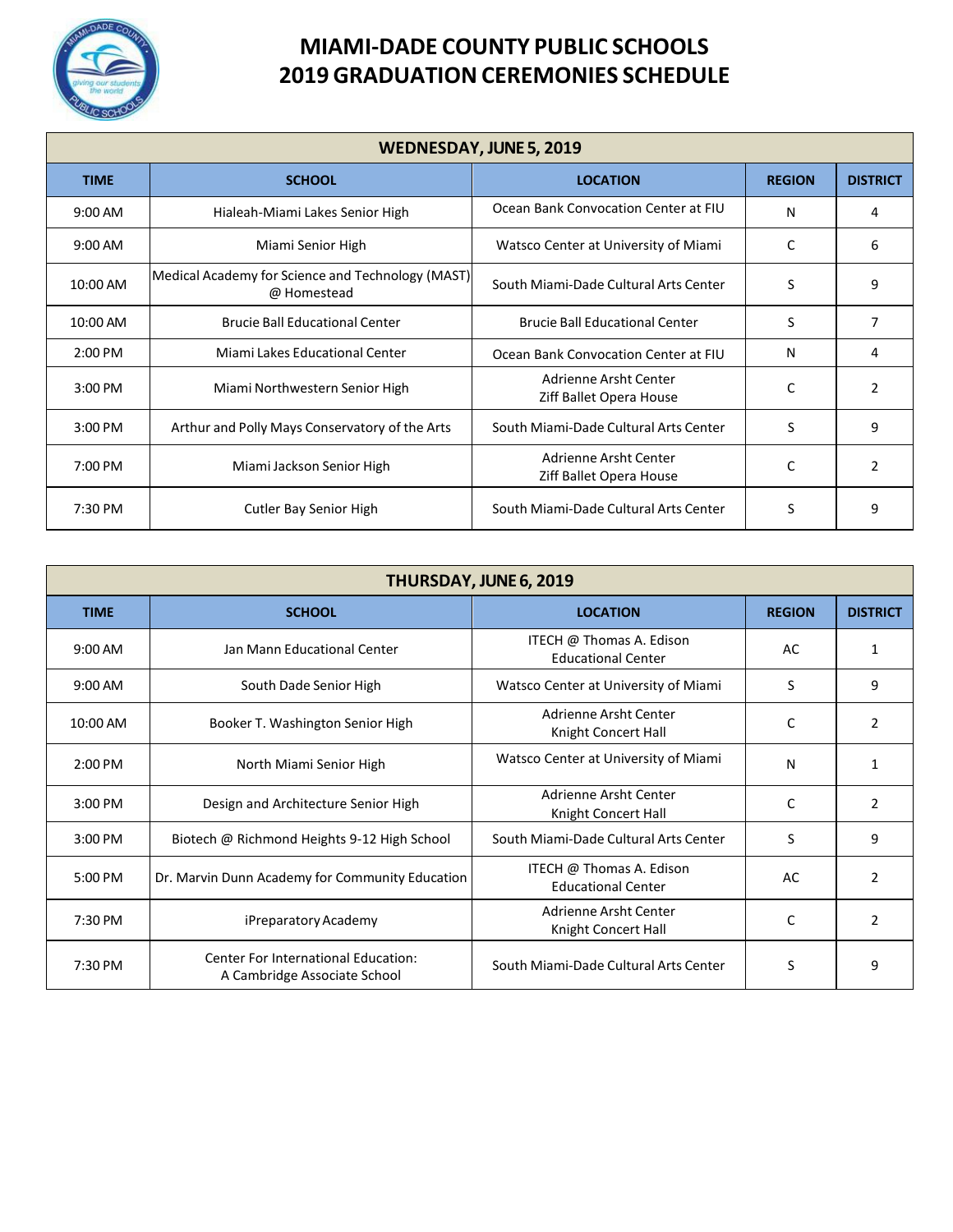# MIAMI-DADE COUNTY PUBLIC SCHOOLS
# 2019 GRADUATION CEREMONIES SCHEDULE

| WEDNESDAY, JUNE 5, 2019 | | | | |
|---|---|---|---|---|
| **TIME** | **SCHOOL** | **LOCATION** | **REGION** | **DISTRICT** |
| 9:00 AM | Hialeah-Miami Lakes Senior High | Ocean Bank Convocation Center at FIU | N | 4 |
| 9:00 AM | Miami Senior High | Watsco Center at University of Miami | C | 6 |
| 10:00 AM | Medical Academy for Science and Technology (MAST) @ Homestead | South Miami-Dade Cultural Arts Center | S | 9 |
| 10:00 AM | Brucie Ball Educational Center | Brucie Ball Educational Center | S | 7 |
| 2:00 PM | Miami Lakes Educational Center | Ocean Bank Convocation Center at FIU | N | 4 |
| 3:00 PM | Miami Northwestern Senior High | Adrienne Arsht Center Ziff Ballet Opera House | C | 2 |
| 3:00 PM | Arthur and Polly Mays Conservatory of the Arts | South Miami-Dade Cultural Arts Center | S | 9 |
| 7:00 PM | Miami Jackson Senior High | Adrienne Arsht Center Ziff Ballet Opera House | C | 2 |
| 7:30 PM | Cutler Bay Senior High | South Miami-Dade Cultural Arts Center | S | 9 |

| THURSDAY, JUNE 6, 2019 | | | | |
|---|---|---|---|---|
| **TIME** | **SCHOOL** | **LOCATION** | **REGION** | **DISTRICT** |
| 9:00 AM | Jan Mann Educational Center | ITECH @ Thomas A. Edison Educational Center | AC | 1 |
| 9:00 AM | South Dade Senior High | Watsco Center at University of Miami | S | 9 |
| 10:00 AM | Booker T. Washington Senior High | Adrienne Arsht Center Knight Concert Hall | C | 2 |
| 2:00 PM | North Miami Senior High | Watsco Center at University of Miami | N | 1 |
| 3:00 PM | Design and Architecture Senior High | Adrienne Arsht Center Knight Concert Hall | C | 2 |
| 3:00 PM | Biotech @ Richmond Heights 9-12 High School | South Miami-Dade Cultural Arts Center | S | 9 |
| 5:00 PM | Dr. Marvin Dunn Academy for Community Education | ITECH @ Thomas A. Edison Educational Center | AC | 2 |
| 7:30 PM | iPreparatory Academy | Adrienne Arsht Center Knight Concert Hall | C | 2 |
| 7:30 PM | Center For International Education: A Cambridge Associate School | South Miami-Dade Cultural Arts Center | S | 9 |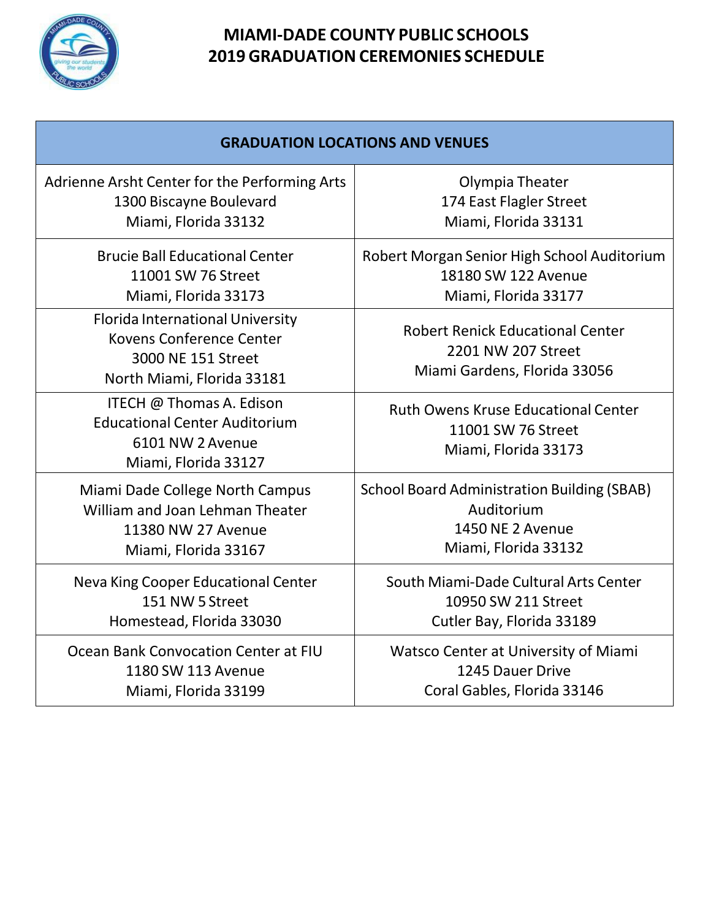# MIAMI-DADE COUNTY PUBLIC SCHOOLS
# 2019 GRADUATION CEREMONIES SCHEDULE

| GRADUATION LOCATIONS AND VENUES | |
|---|---|
| Adrienne Arsht Center for the Performing Arts<br>1300 Biscayne Boulevard<br>Miami, Florida 33132 | Olympia Theater<br>174 East Flagler Street<br>Miami, Florida 33131 |
| Brucie Ball Educational Center<br>11001 SW 76 Street<br>Miami, Florida 33173 | Robert Morgan Senior High School Auditorium<br>18180 SW 122 Avenue<br>Miami, Florida 33177 |
| Florida International University<br>Kovens Conference Center<br>3000 NE 151 Street<br>North Miami, Florida 33181 | Robert Renick Educational Center<br>2201 NW 207 Street<br>Miami Gardens, Florida 33056 |
| ITECH @ Thomas A. Edison<br>Educational Center Auditorium<br>6101 NW 2 Avenue<br>Miami, Florida 33127 | Ruth Owens Kruse Educational Center<br>11001 SW 76 Street<br>Miami, Florida 33173 |
| Miami Dade College North Campus<br>William and Joan Lehman Theater<br>11380 NW 27 Avenue<br>Miami, Florida 33167 | School Board Administration Building (SBAB)<br>Auditorium<br>1450 NE 2 Avenue<br>Miami, Florida 33132 |
| Neva King Cooper Educational Center<br>151 NW 5 Street<br>Homestead, Florida 33030 | South Miami-Dade Cultural Arts Center<br>10950 SW 211 Street<br>Cutler Bay, Florida 33189 |
| Ocean Bank Convocation Center at FIU<br>1180 SW 113 Avenue<br>Miami, Florida 33199 | Watsco Center at University of Miami<br>1245 Dauer Drive<br>Coral Gables, Florida 33146 |